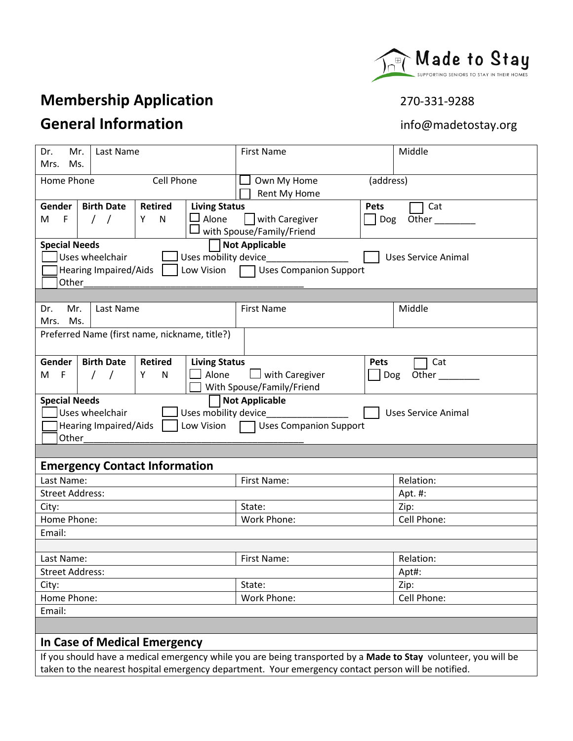Made to Stay
SUPPORTING SENIORS TO STAY IN THEIR HOMES

# Membership Application

270-331-9288

# General Information

info@madetostay.org

| Dr. Mr. Mrs. Ms. | Last Name | | | First Name | | Middle |
|---|---|---|---|---|---|---|
| Home Phone | | Cell Phone | | ☐ Own My Home (address) ☐ Rent My Home | | |
| **Gender** M F | **Birth Date** / / | **Retired** Y N | **Living Status** ☐ Alone ☐ with Caregiver ☐ with Spouse/Family/Friend | | **Pets** ☐ Cat ☐ Dog Other ________ | |
| **Special Needs** ☐ **Not Applicable** ☐ Uses wheelchair ☐ Uses mobility device_______________ ☐ Uses Service Animal ☐ Hearing Impaired/Aids ☐ Low Vision ☐ Uses Companion Support ☐ Other__________________________________________ | | | | | | |

| Dr. Mr. Mrs. Ms. | Last Name | | | First Name | | Middle |
|---|---|---|---|---|---|---|
| Preferred Name (first name, nickname, title?) | | | | | | |
| **Gender** M F | **Birth Date** / / | **Retired** Y N | **Living Status** ☐ Alone ☐ with Caregiver ☐ With Spouse/Family/Friend | | **Pets** ☐ Cat ☐ Dog Other ________ | |
| **Special Needs** ☐ **Not Applicable** ☐ Uses wheelchair ☐ Uses mobility device_______________ ☐ Uses Service Animal ☐ Hearing Impaired/Aids ☐ Low Vision ☐ Uses Companion Support ☐ Other__________________________________________ | | | | | | |

## Emergency Contact Information

| Last Name: | First Name: | Relation: |
|---|---|---|
| Street Address: | | Apt. #: |
| City: | State: | Zip: |
| Home Phone: | Work Phone: | Cell Phone: |
| Email: | | |

| Last Name: | First Name: | Relation: |
|---|---|---|
| Street Address: | | Apt#: |
| City: | State: | Zip: |
| Home Phone: | Work Phone: | Cell Phone: |
| Email: | | |

## In Case of Medical Emergency

If you should have a medical emergency while you are being transported by a **Made to Stay** volunteer, you will be taken to the nearest hospital emergency department. Your emergency contact person will be notified.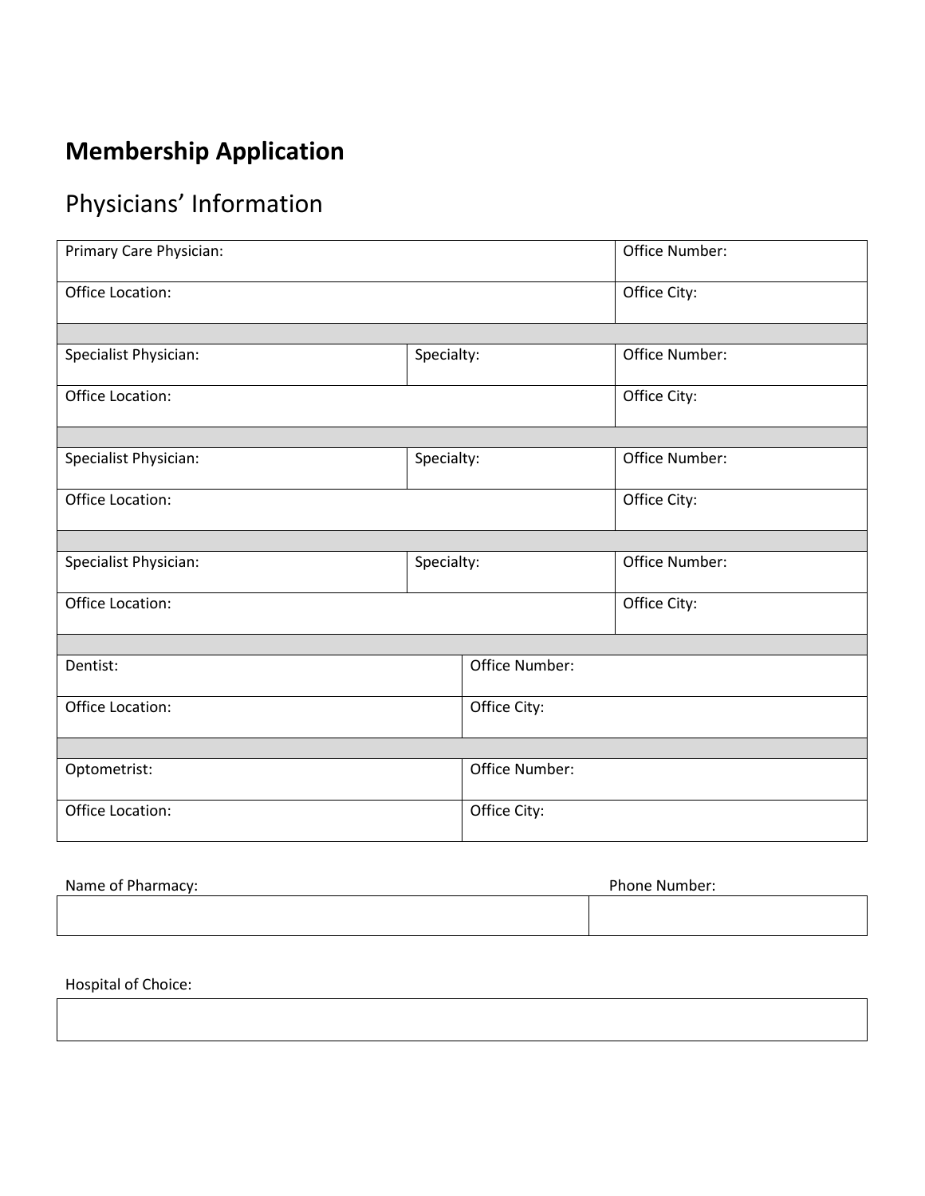# Membership Application

## Physicians' Information

| Primary Care Physician: | | Office Number: |
|---|---|---|
| Office Location: | | Office City: |
| | | |
| Specialist Physician: | Specialty: | Office Number: |
| Office Location: | | Office City: |
| | | |
| Specialist Physician: | Specialty: | Office Number: |
| Office Location: | | Office City: |
| | | |
| Specialist Physician: | Specialty: | Office Number: |
| Office Location: | | Office City: |

| Dentist: | Office Number: |
|---|---|
| Office Location: | Office City: |
| | |
| Optometrist: | Office Number: |
| Office Location: | Office City: |

| Name of Pharmacy: | Phone Number: |
|---|---|
| | |

| Hospital of Choice: |
|---|
| |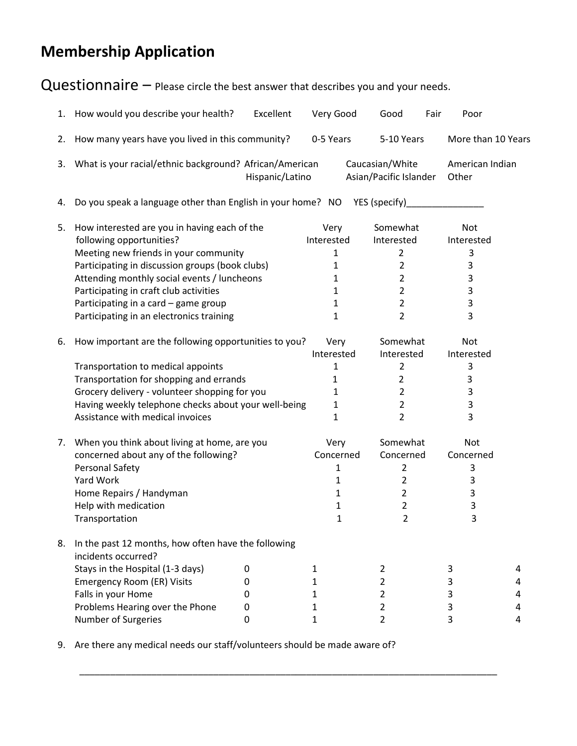# Membership Application

## Questionnaire – Please circle the best answer that describes you and your needs.

1. How would you describe your health? Excellent Very Good Good Fair Poor

2. How many years have you lived in this community? 0-5 Years 5-10 Years More than 10 Years

3. What is your racial/ethnic background? African/American Caucasian/White American Indian Hispanic/Latino Asian/Pacific Islander Other

4. Do you speak a language other than English in your home? NO YES (specify)_______________

5. How interested are you in having each of the following opportunities?

| | Very Interested | Somewhat Interested | Not Interested |
|---|---|---|---|
| Meeting new friends in your community | 1 | 2 | 3 |
| Participating in discussion groups (book clubs) | 1 | 2 | 3 |
| Attending monthly social events / luncheons | 1 | 2 | 3 |
| Participating in craft club activities | 1 | 2 | 3 |
| Participating in a card – game group | 1 | 2 | 3 |
| Participating in an electronics training | 1 | 2 | 3 |

6. How important are the following opportunities to you?

| | Very Interested | Somewhat Interested | Not Interested |
|---|---|---|---|
| Transportation to medical appoints | 1 | 2 | 3 |
| Transportation for shopping and errands | 1 | 2 | 3 |
| Grocery delivery - volunteer shopping for you | 1 | 2 | 3 |
| Having weekly telephone checks about your well-being | 1 | 2 | 3 |
| Assistance with medical invoices | 1 | 2 | 3 |

7. When you think about living at home, are you concerned about any of the following?

| | Very Concerned | Somewhat Concerned | Not Concerned |
|---|---|---|---|
| Personal Safety | 1 | 2 | 3 |
| Yard Work | 1 | 2 | 3 |
| Home Repairs / Handyman | 1 | 2 | 3 |
| Help with medication | 1 | 2 | 3 |
| Transportation | 1 | 2 | 3 |

8. In the past 12 months, how often have the following incidents occurred?

| | | | | | |
|---|---|---|---|---|---|
| Stays in the Hospital (1-3 days) | 0 | 1 | 2 | 3 | 4 |
| Emergency Room (ER) Visits | 0 | 1 | 2 | 3 | 4 |
| Falls in your Home | 0 | 1 | 2 | 3 | 4 |
| Problems Hearing over the Phone | 0 | 1 | 2 | 3 | 4 |
| Number of Surgeries | 0 | 1 | 2 | 3 | 4 |

9. Are there any medical needs our staff/volunteers should be made aware of?

_______________________________________________________________________________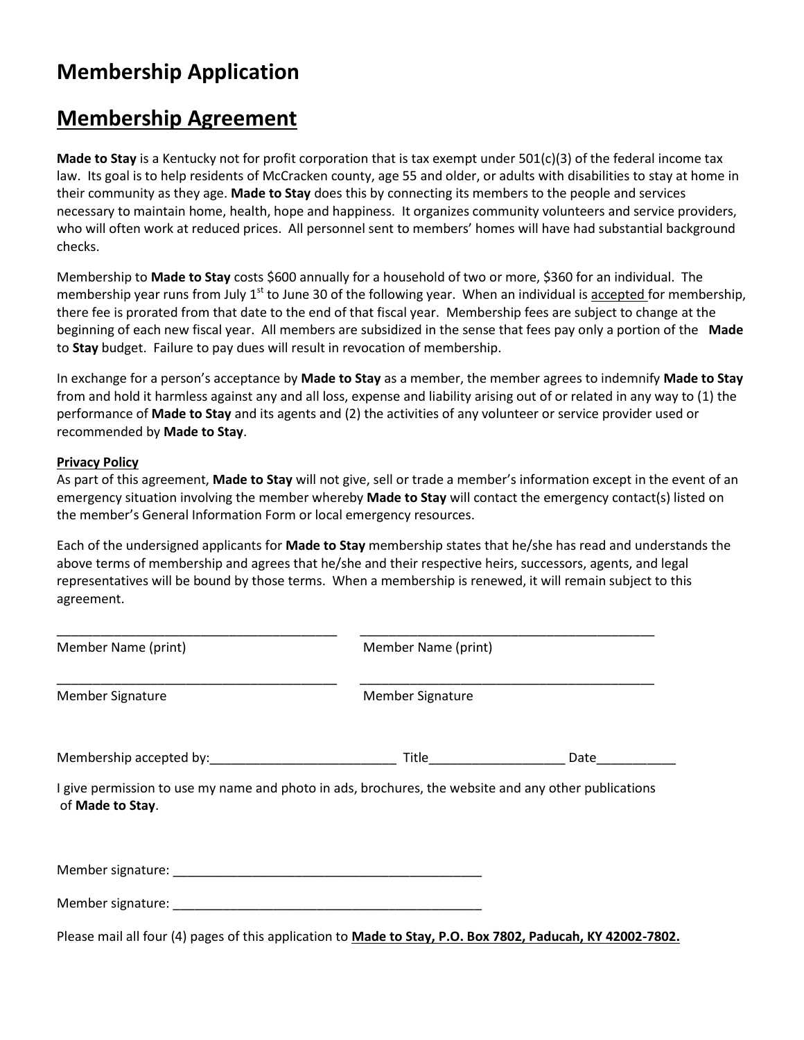# Membership Application

## <u>Membership Agreement</u>

**Made to Stay** is a Kentucky not for profit corporation that is tax exempt under 501(c)(3) of the federal income tax law. Its goal is to help residents of McCracken county, age 55 and older, or adults with disabilities to stay at home in their community as they age. **Made to Stay** does this by connecting its members to the people and services necessary to maintain home, health, hope and happiness. It organizes community volunteers and service providers, who will often work at reduced prices. All personnel sent to members' homes will have had substantial background checks.

Membership to **Made to Stay** costs $600 annually for a household of two or more, $360 for an individual. The membership year runs from July 1st to June 30 of the following year. When an individual is <u>accepted</u> for membership, there fee is prorated from that date to the end of that fiscal year. Membership fees are subject to change at the beginning of each new fiscal year. All members are subsidized in the sense that fees pay only a portion of the **Made** to **Stay** budget. Failure to pay dues will result in revocation of membership.

In exchange for a person's acceptance by **Made to Stay** as a member, the member agrees to indemnify **Made to Stay** from and hold it harmless against any and all loss, expense and liability arising out of or related in any way to (1) the performance of **Made to Stay** and its agents and (2) the activities of any volunteer or service provider used or recommended by **Made to Stay**.

**<u>Privacy Policy</u>**
As part of this agreement, **Made to Stay** will not give, sell or trade a member's information except in the event of an emergency situation involving the member whereby **Made to Stay** will contact the emergency contact(s) listed on the member's General Information Form or local emergency resources.

Each of the undersigned applicants for **Made to Stay** membership states that he/she has read and understands the above terms of membership and agrees that he/she and their respective heirs, successors, agents, and legal representatives will be bound by those terms. When a membership is renewed, it will remain subject to this agreement.

_______________________________________ _______________________________________
Member Name (print) Member Name (print)

_______________________________________ _______________________________________
Member Signature Member Signature

Membership accepted by:__________________________ Title___________________ Date___________

I give permission to use my name and photo in ads, brochures, the website and any other publications of **Made to Stay**.

Member signature: ____________________________________________

Member signature: ____________________________________________

Please mail all four (4) pages of this application to **<u>Made to Stay, P.O. Box 7802, Paducah, KY 42002-7802.</u>**